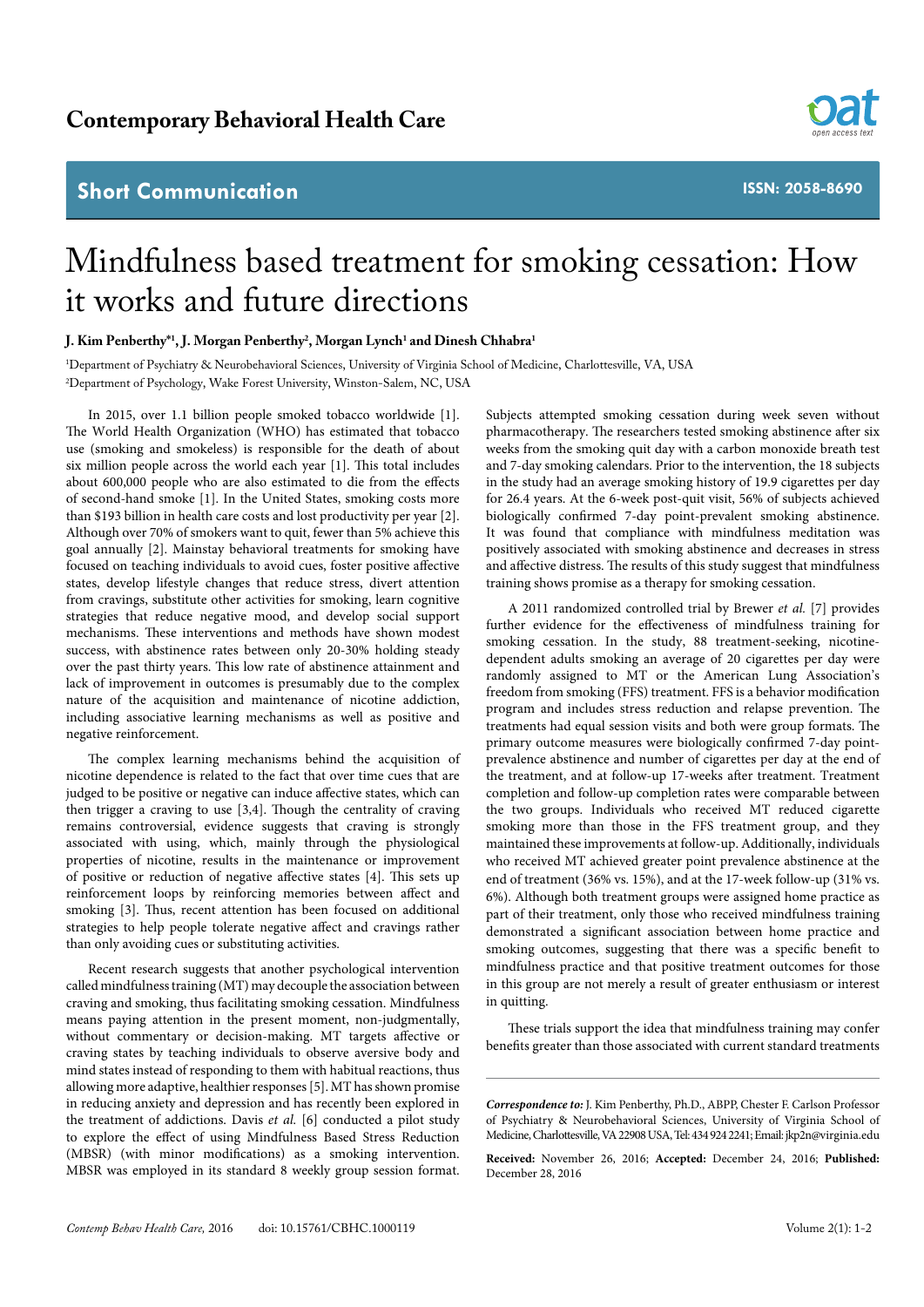Contemporary Behavioral Health Care

Short Communication

ISSN: 2058-8690

# Mindfulness based treatment for smoking cessation: How it works and future directions

**J. Kim Penberthy*[1], J. Morgan Penberthy[2], Morgan Lynch[1] and Dinesh Chhabra[1]**

[1]Department of Psychiatry & Neurobehavioral Sciences, University of Virginia School of Medicine, Charlottesville, VA, USA

[2]Department of Psychology, Wake Forest University, Winston-Salem, NC, USA

In 2015, over 1.1 billion people smoked tobacco worldwide [1]. The World Health Organization (WHO) has estimated that tobacco use (smoking and smokeless) is responsible for the death of about six million people across the world each year [1]. This total includes about 600,000 people who are also estimated to die from the effects of second-hand smoke [1]. In the United States, smoking costs more than $193 billion in health care costs and lost productivity per year [2]. Although over 70% of smokers want to quit, fewer than 5% achieve this goal annually [2]. Mainstay behavioral treatments for smoking have focused on teaching individuals to avoid cues, foster positive affective states, develop lifestyle changes that reduce stress, divert attention from cravings, substitute other activities for smoking, learn cognitive strategies that reduce negative mood, and develop social support mechanisms. These interventions and methods have shown modest success, with abstinence rates between only 20-30% holding steady over the past thirty years. This low rate of abstinence attainment and lack of improvement in outcomes is presumably due to the complex nature of the acquisition and maintenance of nicotine addiction, including associative learning mechanisms as well as positive and negative reinforcement.

The complex learning mechanisms behind the acquisition of nicotine dependence is related to the fact that over time cues that are judged to be positive or negative can induce affective states, which can then trigger a craving to use [3,4]. Though the centrality of craving remains controversial, evidence suggests that craving is strongly associated with using, which, mainly through the physiological properties of nicotine, results in the maintenance or improvement of positive or reduction of negative affective states [4]. This sets up reinforcement loops by reinforcing memories between affect and smoking [3]. Thus, recent attention has been focused on additional strategies to help people tolerate negative affect and cravings rather than only avoiding cues or substituting activities.

Recent research suggests that another psychological intervention called mindfulness training (MT) may decouple the association between craving and smoking, thus facilitating smoking cessation. Mindfulness means paying attention in the present moment, non-judgmentally, without commentary or decision-making. MT targets affective or craving states by teaching individuals to observe aversive body and mind states instead of responding to them with habitual reactions, thus allowing more adaptive, healthier responses [5]. MT has shown promise in reducing anxiety and depression and has recently been explored in the treatment of addictions. Davis *et al.* [6] conducted a pilot study to explore the effect of using Mindfulness Based Stress Reduction (MBSR) (with minor modifications) as a smoking intervention. MBSR was employed in its standard 8 weekly group session format. Subjects attempted smoking cessation during week seven without pharmacotherapy. The researchers tested smoking abstinence after six weeks from the smoking quit day with a carbon monoxide breath test and 7-day smoking calendars. Prior to the intervention, the 18 subjects in the study had an average smoking history of 19.9 cigarettes per day for 26.4 years. At the 6-week post-quit visit, 56% of subjects achieved biologically confirmed 7-day point-prevalent smoking abstinence. It was found that compliance with mindfulness meditation was positively associated with smoking abstinence and decreases in stress and affective distress. The results of this study suggest that mindfulness training shows promise as a therapy for smoking cessation.

A 2011 randomized controlled trial by Brewer *et al.* [7] provides further evidence for the effectiveness of mindfulness training for smoking cessation. In the study, 88 treatment-seeking, nicotine-dependent adults smoking an average of 20 cigarettes per day were randomly assigned to MT or the American Lung Association's freedom from smoking (FFS) treatment. FFS is a behavior modification program and includes stress reduction and relapse prevention. The treatments had equal session visits and both were group formats. The primary outcome measures were biologically confirmed 7-day point-prevalence abstinence and number of cigarettes per day at the end of the treatment, and at follow-up 17-weeks after treatment. Treatment completion and follow-up completion rates were comparable between the two groups. Individuals who received MT reduced cigarette smoking more than those in the FFS treatment group, and they maintained these improvements at follow-up. Additionally, individuals who received MT achieved greater point prevalence abstinence at the end of treatment (36% vs. 15%), and at the 17-week follow-up (31% vs. 6%). Although both treatment groups were assigned home practice as part of their treatment, only those who received mindfulness training demonstrated a significant association between home practice and smoking outcomes, suggesting that there was a specific benefit to mindfulness practice and that positive treatment outcomes for those in this group are not merely a result of greater enthusiasm or interest in quitting.

These trials support the idea that mindfulness training may confer benefits greater than those associated with current standard treatments

***Correspondence to:*** J. Kim Penberthy, Ph.D., ABPP, Chester F. Carlson Professor of Psychiatry & Neurobehavioral Sciences, University of Virginia School of Medicine, Charlottesville, VA 22908 USA, Tel: 434 924 2241; Email: jkp2n@virginia.edu

**Received:** November 26, 2016; **Accepted:** December 24, 2016; **Published:** December 28, 2016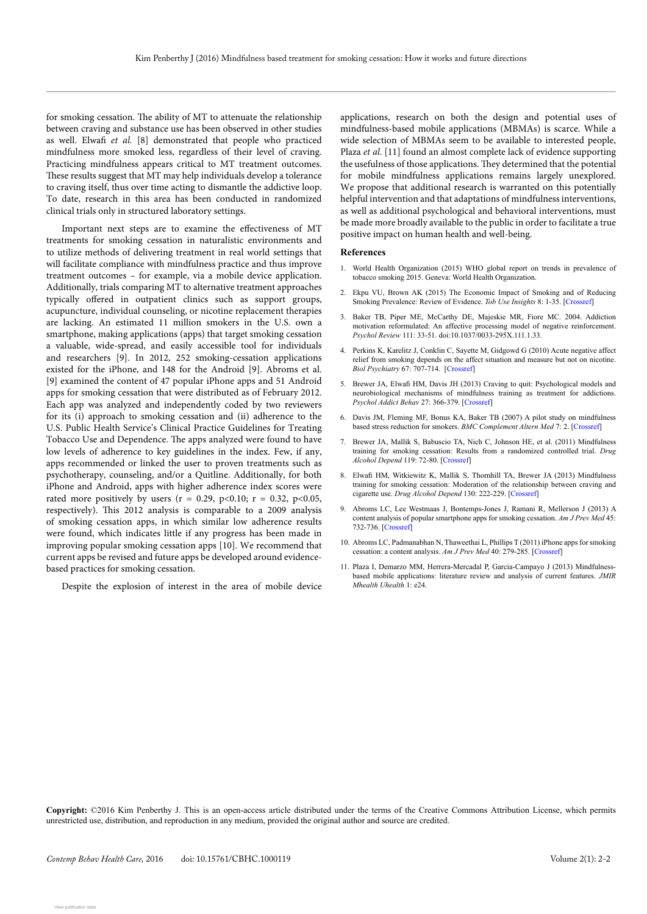for smoking cessation. The ability of MT to attenuate the relationship between craving and substance use has been observed in other studies as well. Elwafi *et al.* [8] demonstrated that people who practiced mindfulness more smoked less, regardless of their level of craving. Practicing mindfulness appears critical to MT treatment outcomes. These results suggest that MT may help individuals develop a tolerance to craving itself, thus over time acting to dismantle the addictive loop. To date, research in this area has been conducted in randomized clinical trials only in structured laboratory settings.

Important next steps are to examine the effectiveness of MT treatments for smoking cessation in naturalistic environments and to utilize methods of delivering treatment in real world settings that will facilitate compliance with mindfulness practice and thus improve treatment outcomes – for example, via a mobile device application. Additionally, trials comparing MT to alternative treatment approaches typically offered in outpatient clinics such as support groups, acupuncture, individual counseling, or nicotine replacement therapies are lacking. An estimated 11 million smokers in the U.S. own a smartphone, making applications (apps) that target smoking cessation a valuable, wide-spread, and easily accessible tool for individuals and researchers [9]. In 2012, 252 smoking-cessation applications existed for the iPhone, and 148 for the Android [9]. Abroms et al. [9] examined the content of 47 popular iPhone apps and 51 Android apps for smoking cessation that were distributed as of February 2012. Each app was analyzed and independently coded by two reviewers for its (i) approach to smoking cessation and (ii) adherence to the U.S. Public Health Service's Clinical Practice Guidelines for Treating Tobacco Use and Dependence. The apps analyzed were found to have low levels of adherence to key guidelines in the index. Few, if any, apps recommended or linked the user to proven treatments such as psychotherapy, counseling, and/or a Quitline. Additionally, for both iPhone and Android, apps with higher adherence index scores were rated more positively by users ($r = 0.29$, $p<0.10$; $r = 0.32$, $p<0.05$, respectively). This 2012 analysis is comparable to a 2009 analysis of smoking cessation apps, in which similar low adherence results were found, which indicates little if any progress has been made in improving popular smoking cessation apps [10]. We recommend that current apps be revised and future apps be developed around evidence-based practices for smoking cessation.

Despite the explosion of interest in the area of mobile device applications, research on both the design and potential uses of mindfulness-based mobile applications (MBMAs) is scarce. While a wide selection of MBMAs seem to be available to interested people, Plaza *et al.* [11] found an almost complete lack of evidence supporting the usefulness of those applications. They determined that the potential for mobile mindfulness applications remains largely unexplored. We propose that additional research is warranted on this potentially helpful intervention and that adaptations of mindfulness interventions, as well as additional psychological and behavioral interventions, must be made more broadly available to the public in order to facilitate a true positive impact on human health and well-being.

## References

1. World Health Organization (2015) WHO global report on trends in prevalence of tobacco smoking 2015. Geneva: World Health Organization.
2. Ekpu VU, Brown AK (2015) The Economic Impact of Smoking and of Reducing Smoking Prevalence: Review of Evidence. *Tob Use Insights* 8: 1-35. [Crossref]
3. Baker TB, Piper ME, McCarthy DE, Majeskie MR, Fiore MC. 2004. Addiction motivation reformulated: An affective processing model of negative reinforcement. *Psychol Review* 111: 33-51. doi:10.1037/0033-295X.111.1.33.
4. Perkins K, Karelitz J, Conklin C, Sayette M, Gidgowd G (2010) Acute negative affect relief from smoking depends on the affect situation and measure but not on nicotine. *Biol Psychiatry* 67: 707-714. [Crossref]
5. Brewer JA, Elwafi HM, Davis JH (2013) Craving to quit: Psychological models and neurobiological mechanisms of mindfulness training as treatment for addictions. *Psychol Addict Behav* 27: 366-379. [Crossref]
6. Davis JM, Fleming MF, Bonus KA, Baker TB (2007) A pilot study on mindfulness based stress reduction for smokers. *BMC Complement Altern Med* 7: 2. [Crossref]
7. Brewer JA, Mallik S, Babuscio TA, Nich C, Johnson HE, et al. (2011) Mindfulness training for smoking cessation: Results from a randomized controlled trial. *Drug Alcohol Depend* 119: 72-80. [Crossref]
8. Elwafi HM, Witkiewitz K, Mallik S, Thornhill TA, Brewer JA (2013) Mindfulness training for smoking cessation: Moderation of the relationship between craving and cigarette use. *Drug Alcohol Depend* 130: 222-229. [Crossref]
9. Abroms LC, Lee Westmaas J, Bontemps-Jones J, Ramani R, Mellerson J (2013) A content analysis of popular smartphone apps for smoking cessation. *Am J Prev Med* 45: 732-736. [Crossref]
10. Abroms LC, Padmanabhan N, Thaweethai L, Phillips T (2011) iPhone apps for smoking cessation: a content analysis. *Am J Prev Med* 40: 279-285. [Crossref]
11. Plaza I, Demarzo MM, Herrera-Mercadal P, Garcia-Campayo J (2013) Mindfulness-based mobile applications: literature review and analysis of current features. *JMIR Mhealth Uhealth* 1: e24.

**Copyright:** ©2016 Kim Penberthy J. This is an open-access article distributed under the terms of the Creative Commons Attribution License, which permits unrestricted use, distribution, and reproduction in any medium, provided the original author and source are credited.